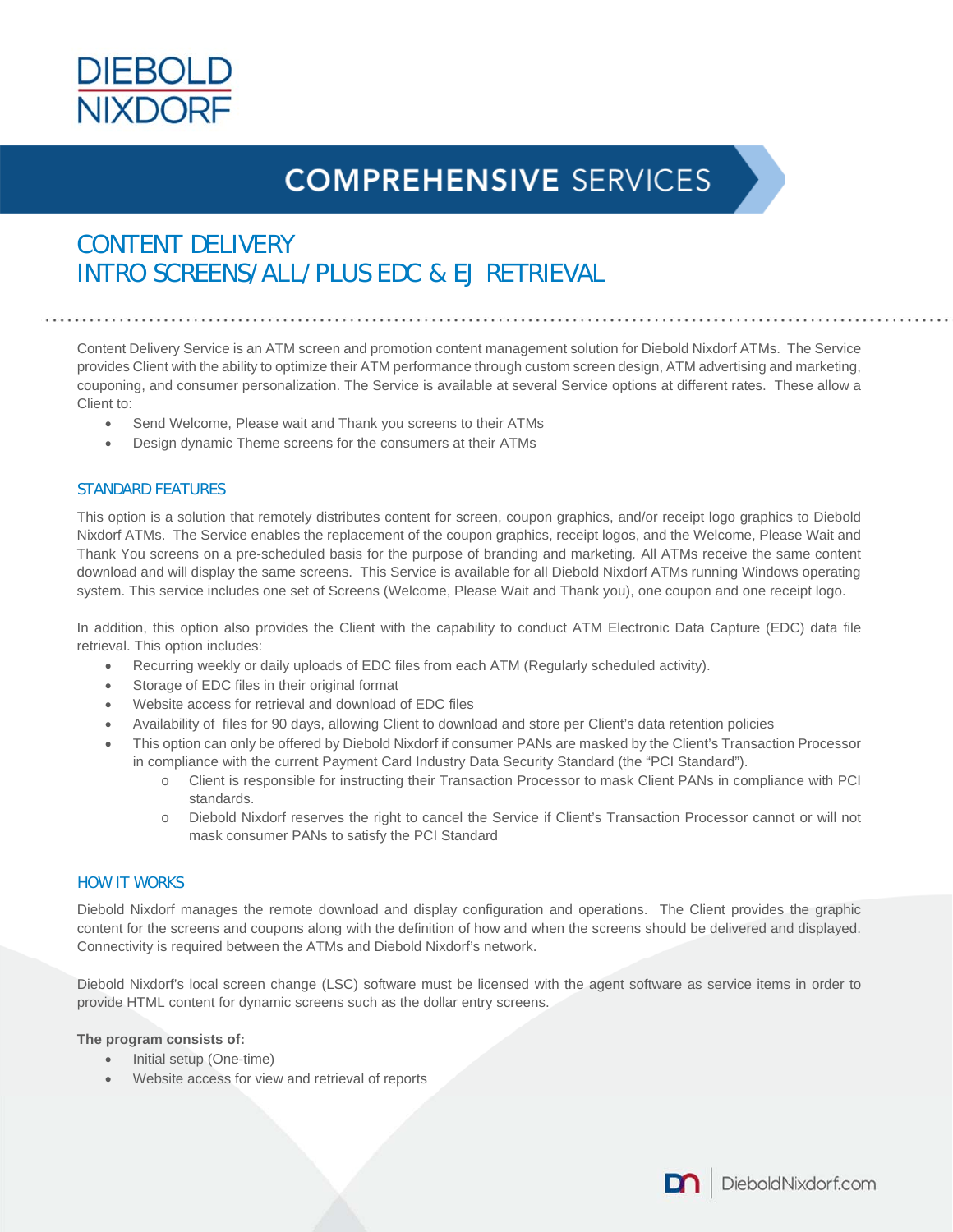DIEBOLD NIXDORF

# COMPREHENSIVE SERVICES

## CONTENT DELIVERY
## INTRO SCREENS/ALL/PLUS EDC & EJ RETRIEVAL

Content Delivery Service is an ATM screen and promotion content management solution for Diebold Nixdorf ATMs. The Service provides Client with the ability to optimize their ATM performance through custom screen design, ATM advertising and marketing, couponing, and consumer personalization. The Service is available at several Service options at different rates. These allow a Client to:

- Send Welcome, Please wait and Thank you screens to their ATMs
- Design dynamic Theme screens for the consumers at their ATMs

### STANDARD FEATURES

This option is a solution that remotely distributes content for screen, coupon graphics, and/or receipt logo graphics to Diebold Nixdorf ATMs. The Service enables the replacement of the coupon graphics, receipt logos, and the Welcome, Please Wait and Thank You screens on a pre-scheduled basis for the purpose of branding and marketing. All ATMs receive the same content download and will display the same screens. This Service is available for all Diebold Nixdorf ATMs running Windows operating system. This service includes one set of Screens (Welcome, Please Wait and Thank you), one coupon and one receipt logo.

In addition, this option also provides the Client with the capability to conduct ATM Electronic Data Capture (EDC) data file retrieval. This option includes:

- Recurring weekly or daily uploads of EDC files from each ATM (Regularly scheduled activity).
- Storage of EDC files in their original format
- Website access for retrieval and download of EDC files
- Availability of files for 90 days, allowing Client to download and store per Client's data retention policies
- This option can only be offered by Diebold Nixdorf if consumer PANs are masked by the Client's Transaction Processor in compliance with the current Payment Card Industry Data Security Standard (the "PCI Standard").
  - Client is responsible for instructing their Transaction Processor to mask Client PANs in compliance with PCI standards.
  - Diebold Nixdorf reserves the right to cancel the Service if Client's Transaction Processor cannot or will not mask consumer PANs to satisfy the PCI Standard

### HOW IT WORKS

Diebold Nixdorf manages the remote download and display configuration and operations. The Client provides the graphic content for the screens and coupons along with the definition of how and when the screens should be delivered and displayed. Connectivity is required between the ATMs and Diebold Nixdorf's network.

Diebold Nixdorf's local screen change (LSC) software must be licensed with the agent software as service items in order to provide HTML content for dynamic screens such as the dollar entry screens.

**The program consists of:**

- Initial setup (One-time)
- Website access for view and retrieval of reports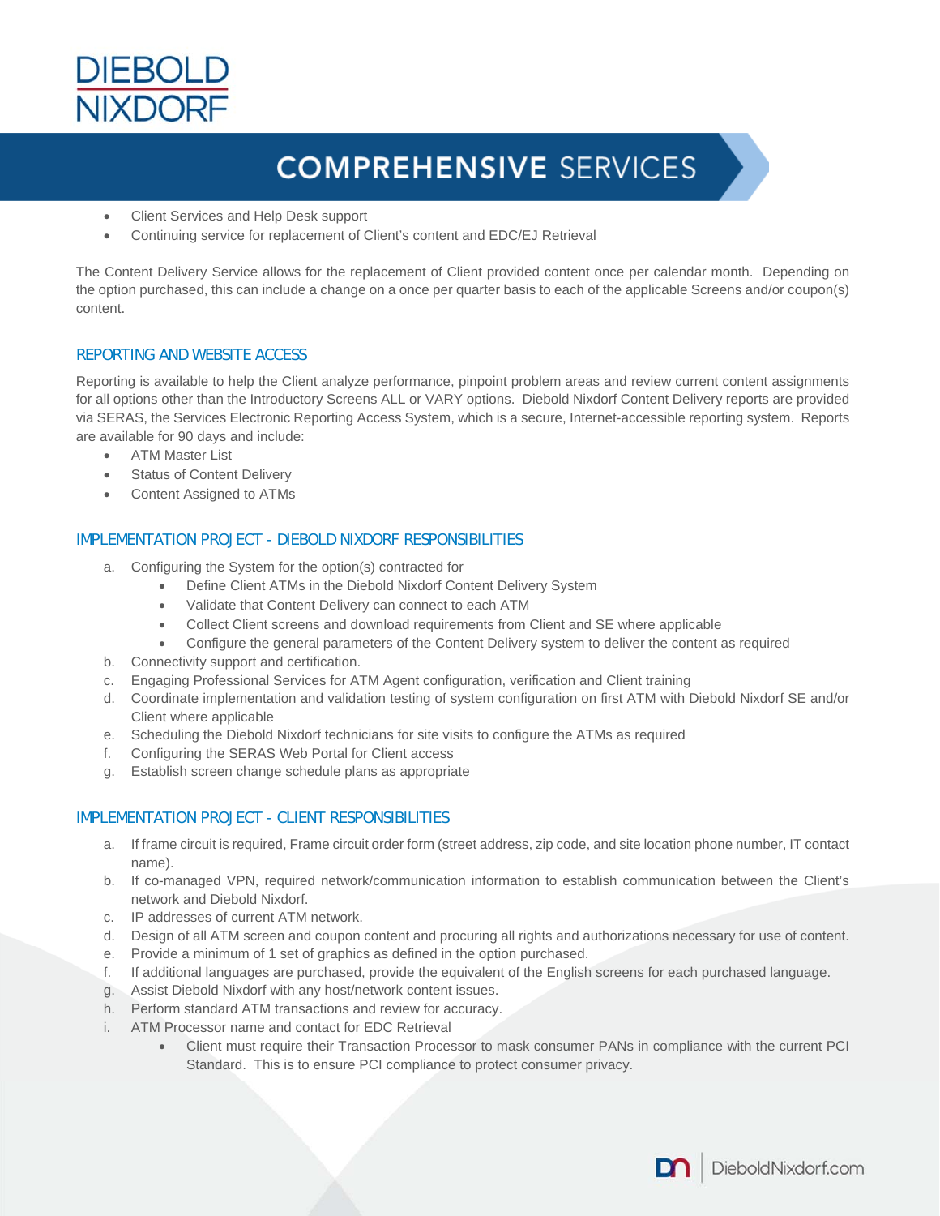- Client Services and Help Desk support
- Continuing service for replacement of Client's content and EDC/EJ Retrieval

The Content Delivery Service allows for the replacement of Client provided content once per calendar month. Depending on the option purchased, this can include a change on a once per quarter basis to each of the applicable Screens and/or coupon(s) content.

## REPORTING AND WEBSITE ACCESS

Reporting is available to help the Client analyze performance, pinpoint problem areas and review current content assignments for all options other than the Introductory Screens ALL or VARY options. Diebold Nixdorf Content Delivery reports are provided via SERAS, the Services Electronic Reporting Access System, which is a secure, Internet-accessible reporting system. Reports are available for 90 days and include:

- ATM Master List
- Status of Content Delivery
- Content Assigned to ATMs

## IMPLEMENTATION PROJECT - DIEBOLD NIXDORF RESPONSIBILITIES

a. Configuring the System for the option(s) contracted for
   - Define Client ATMs in the Diebold Nixdorf Content Delivery System
   - Validate that Content Delivery can connect to each ATM
   - Collect Client screens and download requirements from Client and SE where applicable
   - Configure the general parameters of the Content Delivery system to deliver the content as required
b. Connectivity support and certification.
c. Engaging Professional Services for ATM Agent configuration, verification and Client training
d. Coordinate implementation and validation testing of system configuration on first ATM with Diebold Nixdorf SE and/or Client where applicable
e. Scheduling the Diebold Nixdorf technicians for site visits to configure the ATMs as required
f. Configuring the SERAS Web Portal for Client access
g. Establish screen change schedule plans as appropriate

## IMPLEMENTATION PROJECT - CLIENT RESPONSIBILITIES

a. If frame circuit is required, Frame circuit order form (street address, zip code, and site location phone number, IT contact name).
b. If co-managed VPN, required network/communication information to establish communication between the Client's network and Diebold Nixdorf.
c. IP addresses of current ATM network.
d. Design of all ATM screen and coupon content and procuring all rights and authorizations necessary for use of content.
e. Provide a minimum of 1 set of graphics as defined in the option purchased.
f. If additional languages are purchased, provide the equivalent of the English screens for each purchased language.
g. Assist Diebold Nixdorf with any host/network content issues.
h. Perform standard ATM transactions and review for accuracy.
i. ATM Processor name and contact for EDC Retrieval
   - Client must require their Transaction Processor to mask consumer PANs in compliance with the current PCI Standard. This is to ensure PCI compliance to protect consumer privacy.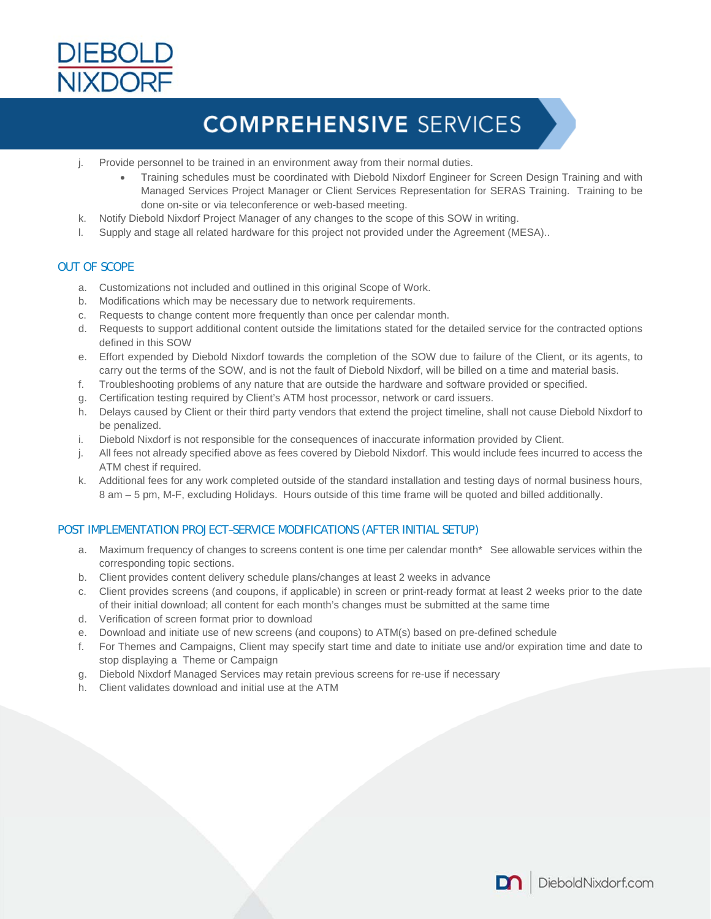j. Provide personnel to be trained in an environment away from their normal duties.
   - Training schedules must be coordinated with Diebold Nixdorf Engineer for Screen Design Training and with Managed Services Project Manager or Client Services Representation for SERAS Training. Training to be done on-site or via teleconference or web-based meeting.

k. Notify Diebold Nixdorf Project Manager of any changes to the scope of this SOW in writing.

l. Supply and stage all related hardware for this project not provided under the Agreement (MESA)..

## OUT OF SCOPE

a. Customizations not included and outlined in this original Scope of Work.

b. Modifications which may be necessary due to network requirements.

c. Requests to change content more frequently than once per calendar month.

d. Requests to support additional content outside the limitations stated for the detailed service for the contracted options defined in this SOW

e. Effort expended by Diebold Nixdorf towards the completion of the SOW due to failure of the Client, or its agents, to carry out the terms of the SOW, and is not the fault of Diebold Nixdorf, will be billed on a time and material basis.

f. Troubleshooting problems of any nature that are outside the hardware and software provided or specified.

g. Certification testing required by Client's ATM host processor, network or card issuers.

h. Delays caused by Client or their third party vendors that extend the project timeline, shall not cause Diebold Nixdorf to be penalized.

i. Diebold Nixdorf is not responsible for the consequences of inaccurate information provided by Client.

j. All fees not already specified above as fees covered by Diebold Nixdorf. This would include fees incurred to access the ATM chest if required.

k. Additional fees for any work completed outside of the standard installation and testing days of normal business hours, 8 am – 5 pm, M-F, excluding Holidays. Hours outside of this time frame will be quoted and billed additionally.

## POST IMPLEMENTATION PROJECT-SERVICE MODIFICATIONS (AFTER INITIAL SETUP)

a. Maximum frequency of changes to screens content is one time per calendar month* See allowable services within the corresponding topic sections.

b. Client provides content delivery schedule plans/changes at least 2 weeks in advance

c. Client provides screens (and coupons, if applicable) in screen or print-ready format at least 2 weeks prior to the date of their initial download; all content for each month's changes must be submitted at the same time

d. Verification of screen format prior to download

e. Download and initiate use of new screens (and coupons) to ATM(s) based on pre-defined schedule

f. For Themes and Campaigns, Client may specify start time and date to initiate use and/or expiration time and date to stop displaying a Theme or Campaign

g. Diebold Nixdorf Managed Services may retain previous screens for re-use if necessary

h. Client validates download and initial use at the ATM